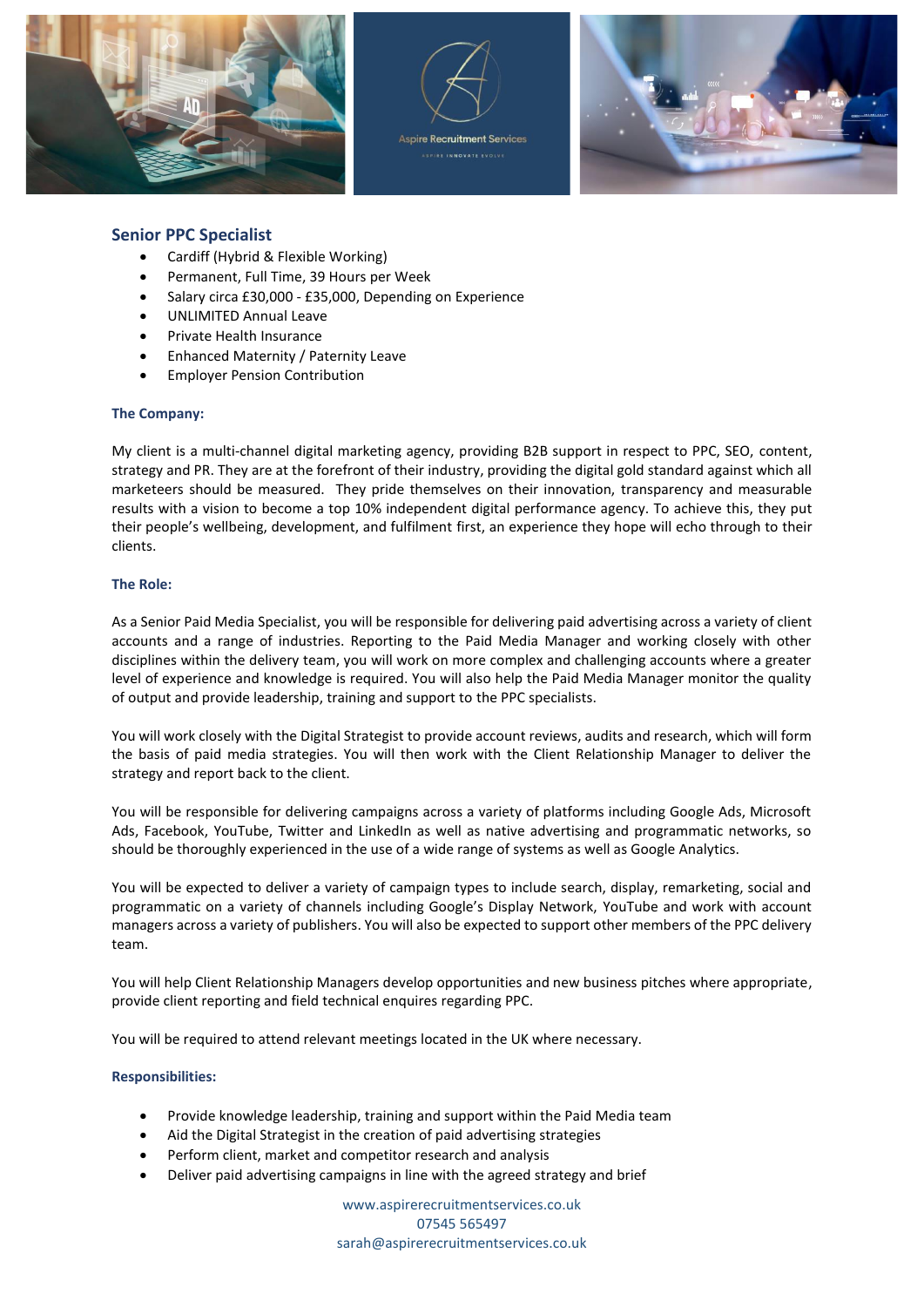## Senior PPC Specialist

- Cardiff (Hybrid & Flexible Working)
- Permanent, Full Time, 39 Hours per Week
- Salary circa £30,000 - £35,000, Depending on Experience
- UNLIMITED Annual Leave
- Private Health Insurance
- Enhanced Maternity / Paternity Leave
- Employer Pension Contribution

### The Company:

My client is a multi-channel digital marketing agency, providing B2B support in respect to PPC, SEO, content, strategy and PR. They are at the forefront of their industry, providing the digital gold standard against which all marketeers should be measured. They pride themselves on their innovation, transparency and measurable results with a vision to become a top 10% independent digital performance agency. To achieve this, they put their people's wellbeing, development, and fulfilment first, an experience they hope will echo through to their clients.

### The Role:

As a Senior Paid Media Specialist, you will be responsible for delivering paid advertising across a variety of client accounts and a range of industries. Reporting to the Paid Media Manager and working closely with other disciplines within the delivery team, you will work on more complex and challenging accounts where a greater level of experience and knowledge is required. You will also help the Paid Media Manager monitor the quality of output and provide leadership, training and support to the PPC specialists.

You will work closely with the Digital Strategist to provide account reviews, audits and research, which will form the basis of paid media strategies. You will then work with the Client Relationship Manager to deliver the strategy and report back to the client.

You will be responsible for delivering campaigns across a variety of platforms including Google Ads, Microsoft Ads, Facebook, YouTube, Twitter and LinkedIn as well as native advertising and programmatic networks, so should be thoroughly experienced in the use of a wide range of systems as well as Google Analytics.

You will be expected to deliver a variety of campaign types to include search, display, remarketing, social and programmatic on a variety of channels including Google's Display Network, YouTube and work with account managers across a variety of publishers. You will also be expected to support other members of the PPC delivery team.

You will help Client Relationship Managers develop opportunities and new business pitches where appropriate, provide client reporting and field technical enquires regarding PPC.

You will be required to attend relevant meetings located in the UK where necessary.

### Responsibilities:

- Provide knowledge leadership, training and support within the Paid Media team
- Aid the Digital Strategist in the creation of paid advertising strategies
- Perform client, market and competitor research and analysis
- Deliver paid advertising campaigns in line with the agreed strategy and brief

www.aspirerecruitmentservices.co.uk
07545 565497
sarah@aspirerecruitmentservices.co.uk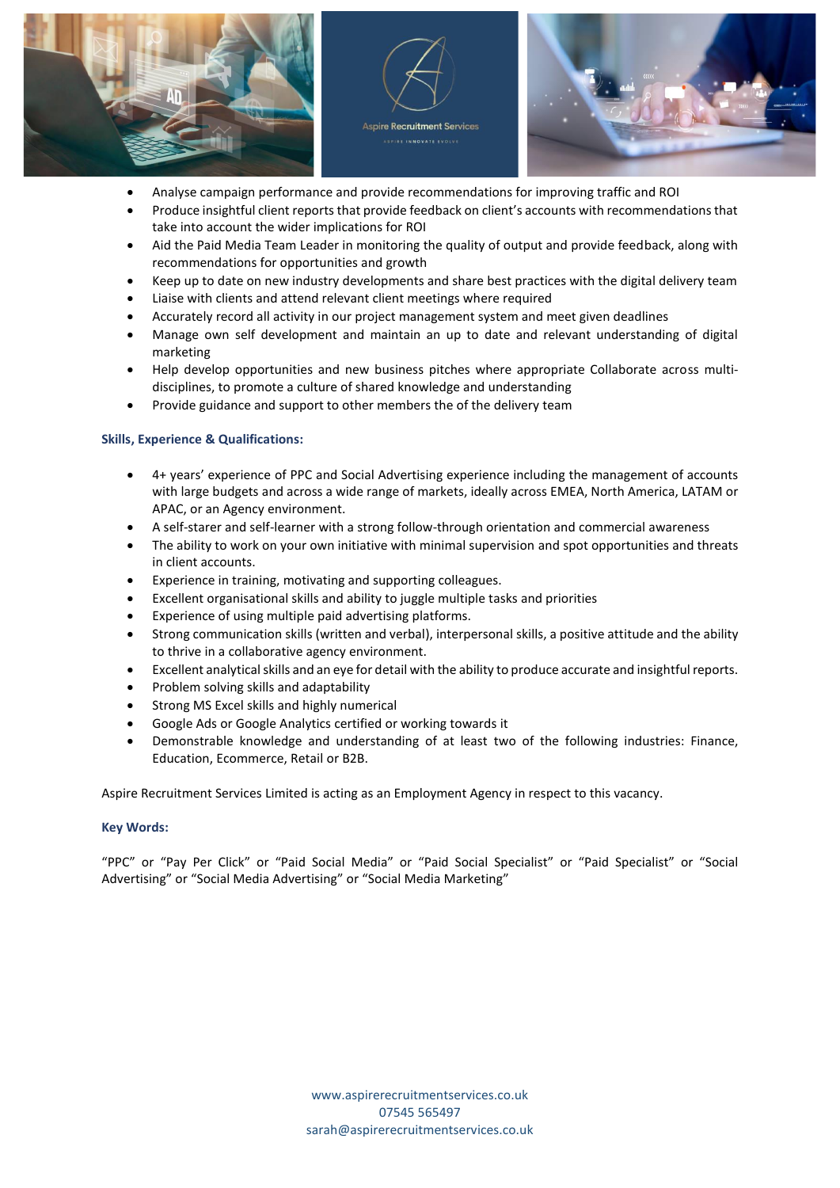- Analyse campaign performance and provide recommendations for improving traffic and ROI
- Produce insightful client reports that provide feedback on client's accounts with recommendations that take into account the wider implications for ROI
- Aid the Paid Media Team Leader in monitoring the quality of output and provide feedback, along with recommendations for opportunities and growth
- Keep up to date on new industry developments and share best practices with the digital delivery team
- Liaise with clients and attend relevant client meetings where required
- Accurately record all activity in our project management system and meet given deadlines
- Manage own self development and maintain an up to date and relevant understanding of digital marketing
- Help develop opportunities and new business pitches where appropriate Collaborate across multi-disciplines, to promote a culture of shared knowledge and understanding
- Provide guidance and support to other members the of the delivery team

**Skills, Experience & Qualifications:**

- 4+ years' experience of PPC and Social Advertising experience including the management of accounts with large budgets and across a wide range of markets, ideally across EMEA, North America, LATAM or APAC, or an Agency environment.
- A self-starer and self-learner with a strong follow-through orientation and commercial awareness
- The ability to work on your own initiative with minimal supervision and spot opportunities and threats in client accounts.
- Experience in training, motivating and supporting colleagues.
- Excellent organisational skills and ability to juggle multiple tasks and priorities
- Experience of using multiple paid advertising platforms.
- Strong communication skills (written and verbal), interpersonal skills, a positive attitude and the ability to thrive in a collaborative agency environment.
- Excellent analytical skills and an eye for detail with the ability to produce accurate and insightful reports.
- Problem solving skills and adaptability
- Strong MS Excel skills and highly numerical
- Google Ads or Google Analytics certified or working towards it
- Demonstrable knowledge and understanding of at least two of the following industries: Finance, Education, Ecommerce, Retail or B2B.

Aspire Recruitment Services Limited is acting as an Employment Agency in respect to this vacancy.

**Key Words:**

"PPC" or "Pay Per Click" or "Paid Social Media" or "Paid Social Specialist" or "Paid Specialist" or "Social Advertising" or "Social Media Advertising" or "Social Media Marketing"

www.aspirerecruitmentservices.co.uk
07545 565497
sarah@aspirerecruitmentservices.co.uk